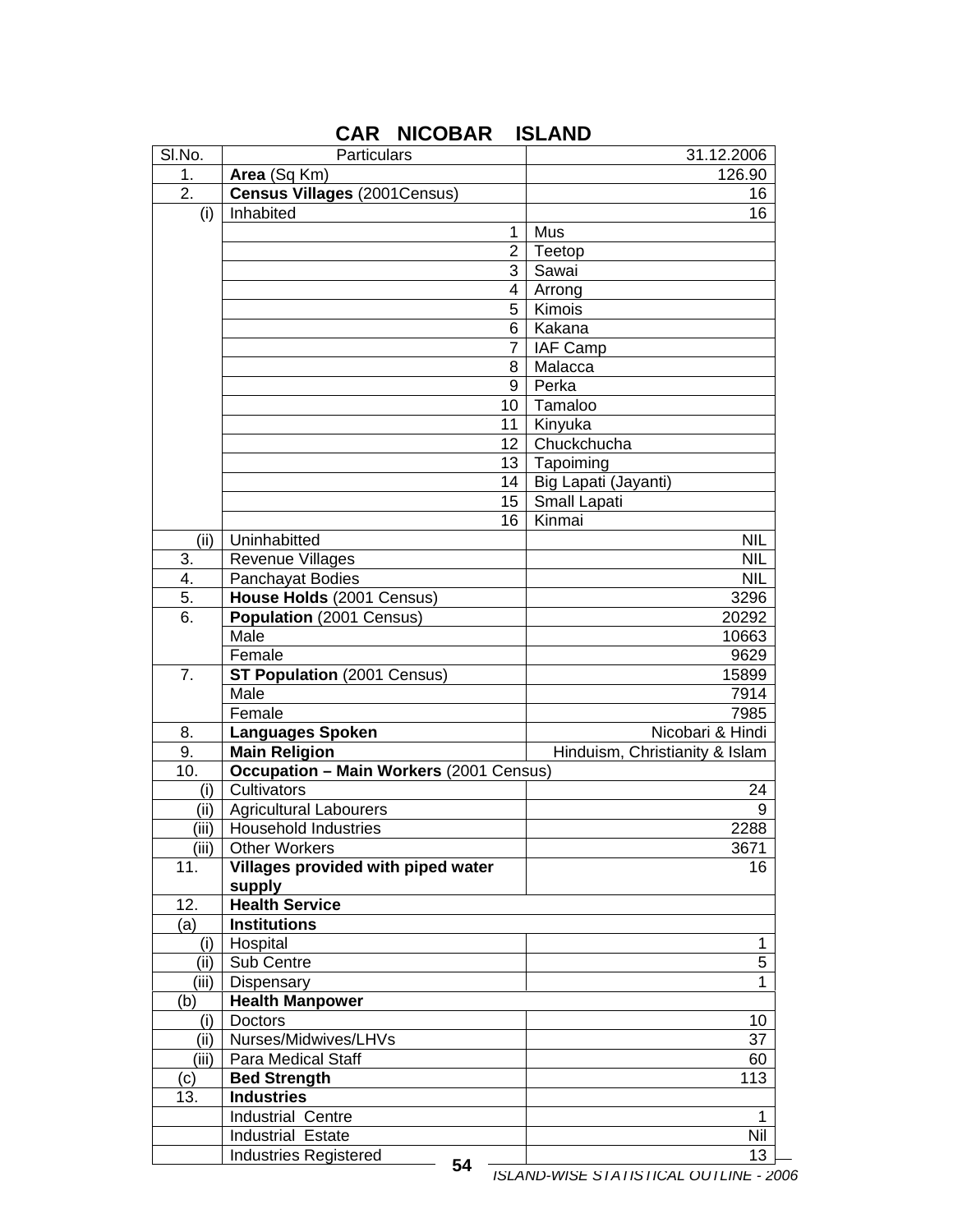# CAR NICOBAR ISLAND

| Sl.No. | Particulars | 31.12.2006 |
|---|---|---|
| 1. | **Area** (Sq Km) | 126.90 |
| 2. | **Census Villages** (2001Census) | 16 |
| (i) | Inhabited | 16 |
| | 1 | Mus |
| | 2 | Teetop |
| | 3 | Sawai |
| | 4 | Arrong |
| | 5 | Kimois |
| | 6 | Kakana |
| | 7 | IAF Camp |
| | 8 | Malacca |
| | 9 | Perka |
| | 10 | Tamaloo |
| | 11 | Kinyuka |
| | 12 | Chuckchucha |
| | 13 | Tapoiming |
| | 14 | Big Lapati (Jayanti) |
| | 15 | Small Lapati |
| | 16 | Kinmai |
| (ii) | Uninhabitted | NIL |
| 3. | Revenue Villages | NIL |
| 4. | Panchayat Bodies | NIL |
| 5. | **House Holds** (2001 Census) | 3296 |
| 6. | **Population** (2001 Census) | 20292 |
| | Male | 10663 |
| | Female | 9629 |
| 7. | **ST Population** (2001 Census) | 15899 |
| | Male | 7914 |
| | Female | 7985 |
| 8. | **Languages Spoken** | Nicobari & Hindi |
| 9. | **Main Religion** | Hinduism, Christianity & Islam |
| 10. | **Occupation – Main Workers** (2001 Census) | |
| (i) | Cultivators | 24 |
| (ii) | Agricultural Labourers | 9 |
| (iii) | Household Industries | 2288 |
| (iii) | Other Workers | 3671 |
| 11. | **Villages provided with piped water supply** | 16 |
| 12. | **Health Service** | |
| (a) | **Institutions** | |
| (i) | Hospital | 1 |
| (ii) | Sub Centre | 5 |
| (iii) | Dispensary | 1 |
| (b) | **Health Manpower** | |
| (i) | Doctors | 10 |
| (ii) | Nurses/Midwives/LHVs | 37 |
| (iii) | Para Medical Staff | 60 |
| (c) | **Bed Strength** | 113 |
| 13. | **Industries** | |
| | Industrial Centre | 1 |
| | Industrial Estate | Nil |
| | Industries Registered | 13 |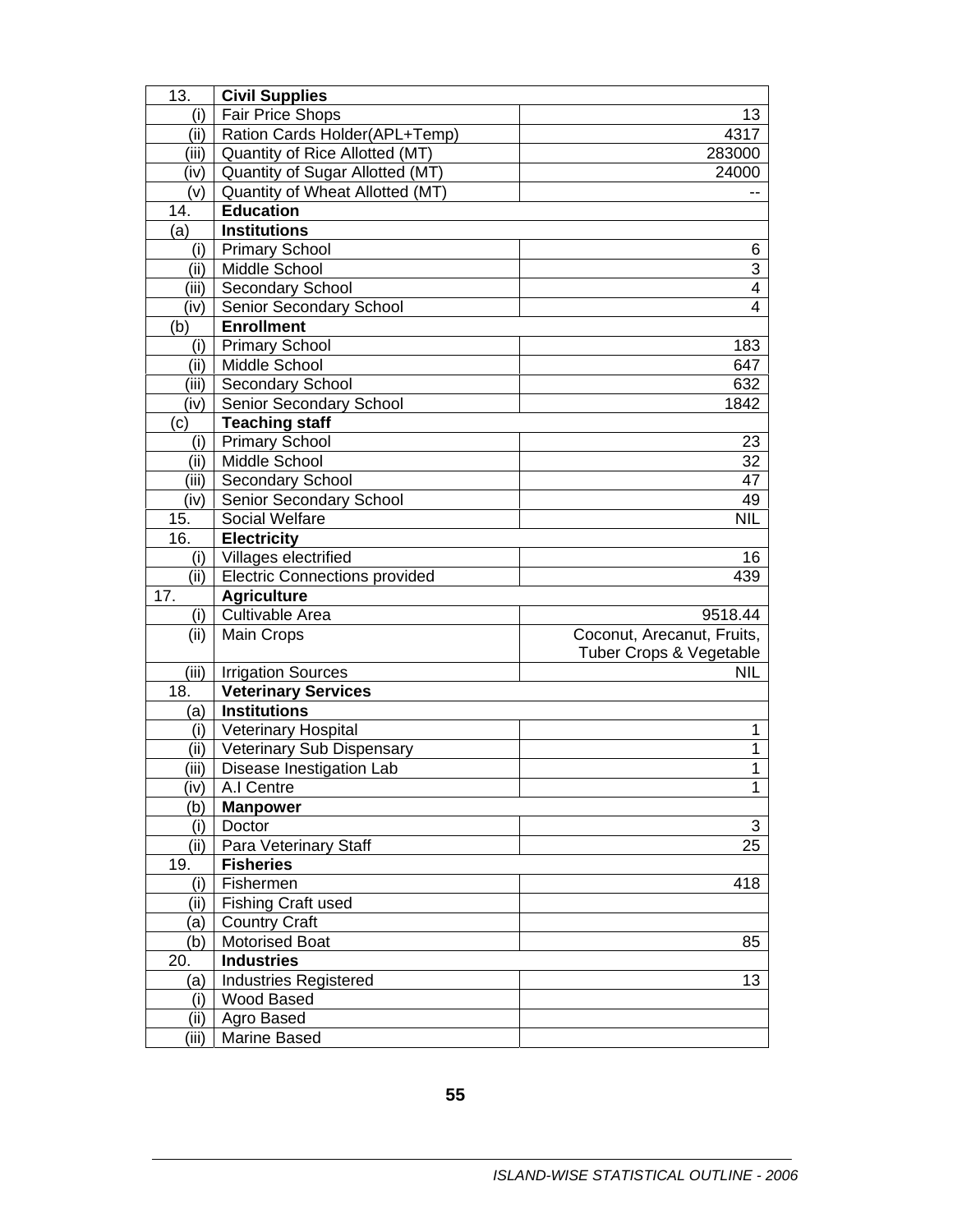| | | |
|---|---|---|
| 13. | **Civil Supplies** | |
| (i) | Fair Price Shops | 13 |
| (ii) | Ration Cards Holder(APL+Temp) | 4317 |
| (iii) | Quantity of Rice Allotted (MT) | 283000 |
| (iv) | Quantity of Sugar Allotted (MT) | 24000 |
| (v) | Quantity of Wheat Allotted (MT) | -- |
| 14. | **Education** | |
| (a) | **Institutions** | |
| (i) | Primary School | 6 |
| (ii) | Middle School | 3 |
| (iii) | Secondary School | 4 |
| (iv) | Senior Secondary School | 4 |
| (b) | **Enrollment** | |
| (i) | Primary School | 183 |
| (ii) | Middle School | 647 |
| (iii) | Secondary School | 632 |
| (iv) | Senior Secondary School | 1842 |
| (c) | **Teaching staff** | |
| (i) | Primary School | 23 |
| (ii) | Middle School | 32 |
| (iii) | Secondary School | 47 |
| (iv) | Senior Secondary School | 49 |
| 15. | Social Welfare | NIL |
| 16. | **Electricity** | |
| (i) | Villages electrified | 16 |
| (ii) | Electric Connections provided | 439 |
| 17. | **Agriculture** | |
| (i) | Cultivable Area | 9518.44 |
| (ii) | Main Crops | Coconut, Arecanut, Fruits, Tuber Crops & Vegetable |
| (iii) | Irrigation Sources | NIL |
| 18. | **Veterinary Services** | |
| (a) | **Institutions** | |
| (i) | Veterinary Hospital | 1 |
| (ii) | Veterinary Sub Dispensary | 1 |
| (iii) | Disease Inestigation Lab | 1 |
| (iv) | A.I Centre | 1 |
| (b) | **Manpower** | |
| (i) | Doctor | 3 |
| (ii) | Para Veterinary Staff | 25 |
| 19. | **Fisheries** | |
| (i) | Fishermen | 418 |
| (ii) | Fishing Craft used | |
| (a) | Country Craft | |
| (b) | Motorised Boat | 85 |
| 20. | **Industries** | |
| (a) | Industries Registered | 13 |
| (i) | Wood Based | |
| (ii) | Agro Based | |
| (iii) | Marine Based | |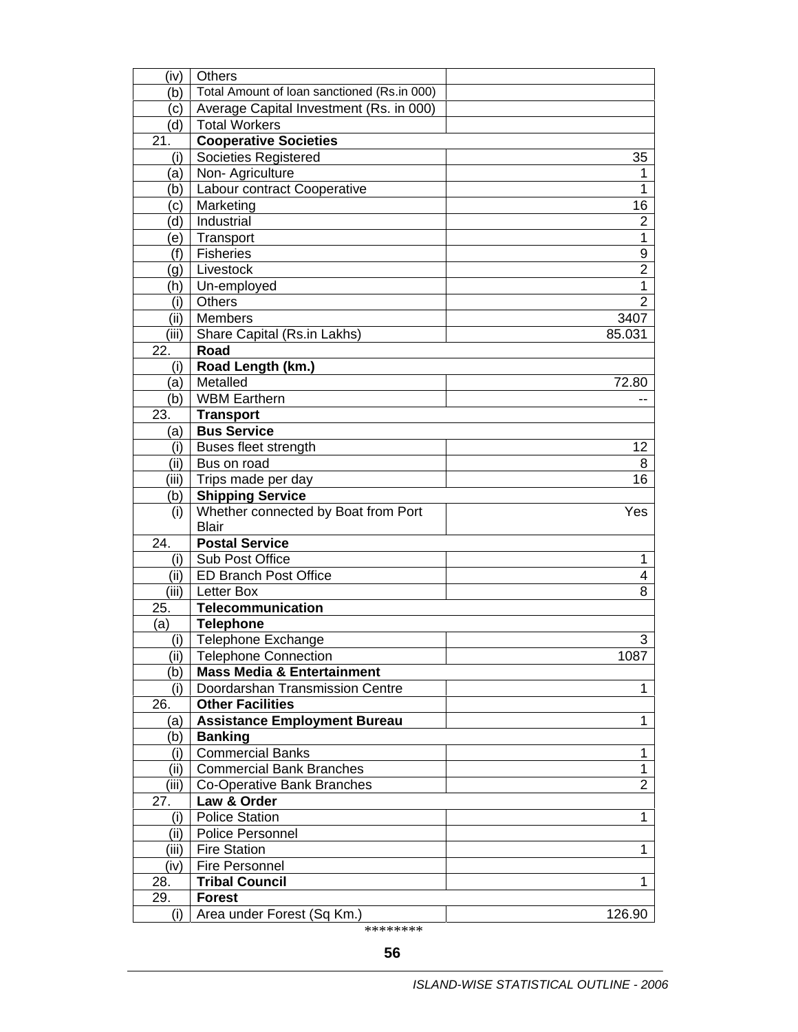| | | |
|---|---|---|
| (iv) | Others | |
| (b) | Total Amount of loan sanctioned (Rs.in 000) | |
| (c) | Average Capital Investment (Rs. in 000) | |
| (d) | Total Workers | |
| 21. | **Cooperative Societies** | |
| (i) | Societies Registered | 35 |
| (a) | Non- Agriculture | 1 |
| (b) | Labour contract Cooperative | 1 |
| (c) | Marketing | 16 |
| (d) | Industrial | 2 |
| (e) | Transport | 1 |
| (f) | Fisheries | 9 |
| (g) | Livestock | 2 |
| (h) | Un-employed | 1 |
| (i) | Others | 2 |
| (ii) | Members | 3407 |
| (iii) | Share Capital (Rs.in Lakhs) | 85.031 |
| 22. | **Road** | |
| (i) | **Road Length (km.)** | |
| (a) | Metalled | 72.80 |
| (b) | WBM Earthern | -- |
| 23. | **Transport** | |
| (a) | **Bus Service** | |
| (i) | Buses fleet strength | 12 |
| (ii) | Bus on road | 8 |
| (iii) | Trips made per day | 16 |
| (b) | **Shipping Service** | |
| (i) | Whether connected by Boat from Port Blair | Yes |
| 24. | **Postal Service** | |
| (i) | Sub Post Office | 1 |
| (ii) | ED Branch Post Office | 4 |
| (iii) | Letter Box | 8 |
| 25. | **Telecommunication** | |
| (a) | **Telephone** | |
| (i) | Telephone Exchange | 3 |
| (ii) | Telephone Connection | 1087 |
| (b) | **Mass Media & Entertainment** | |
| (i) | Doordarshan Transmission Centre | 1 |
| 26. | **Other Facilities** | |
| (a) | **Assistance Employment Bureau** | 1 |
| (b) | **Banking** | |
| (i) | Commercial Banks | 1 |
| (ii) | Commercial Bank Branches | 1 |
| (iii) | Co-Operative Bank Branches | 2 |
| 27. | **Law & Order** | |
| (i) | Police Station | 1 |
| (ii) | Police Personnel | |
| (iii) | Fire Station | 1 |
| (iv) | Fire Personnel | |
| 28. | **Tribal Council** | 1 |
| 29. | **Forest** | |
| (i) | Area under Forest (Sq Km.) | 126.90 |

********